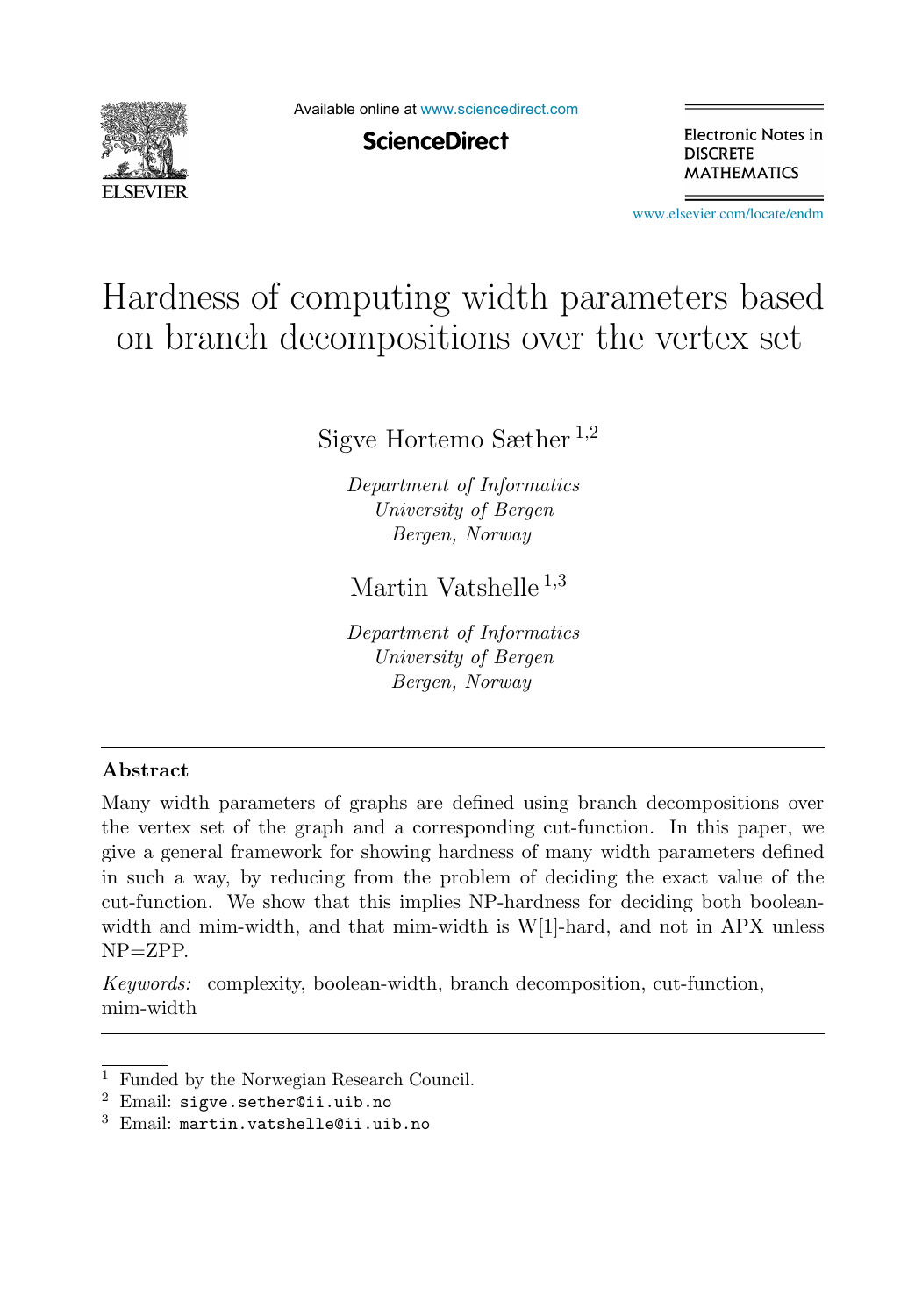# Hardness of computing width parameters based on branch decompositions over the vertex set

Sigve Hortemo Sæther [1,2]

*Department of Informatics*
*University of Bergen*
*Bergen, Norway*

Martin Vatshelle [1,3]

*Department of Informatics*
*University of Bergen*
*Bergen, Norway*

---

**Abstract**

Many width parameters of graphs are defined using branch decompositions over the vertex set of the graph and a corresponding cut-function. In this paper, we give a general framework for showing hardness of many width parameters defined in such a way, by reducing from the problem of deciding the exact value of the cut-function. We show that this implies NP-hardness for deciding both boolean-width and mim-width, and that mim-width is W[1]-hard, and not in APX unless NP=ZPP.

*Keywords:* complexity, boolean-width, branch decomposition, cut-function, mim-width

---

[1] Funded by the Norwegian Research Council.

[2] Email: `sigve.sether@ii.uib.no`

[3] Email: `martin.vatshelle@ii.uib.no`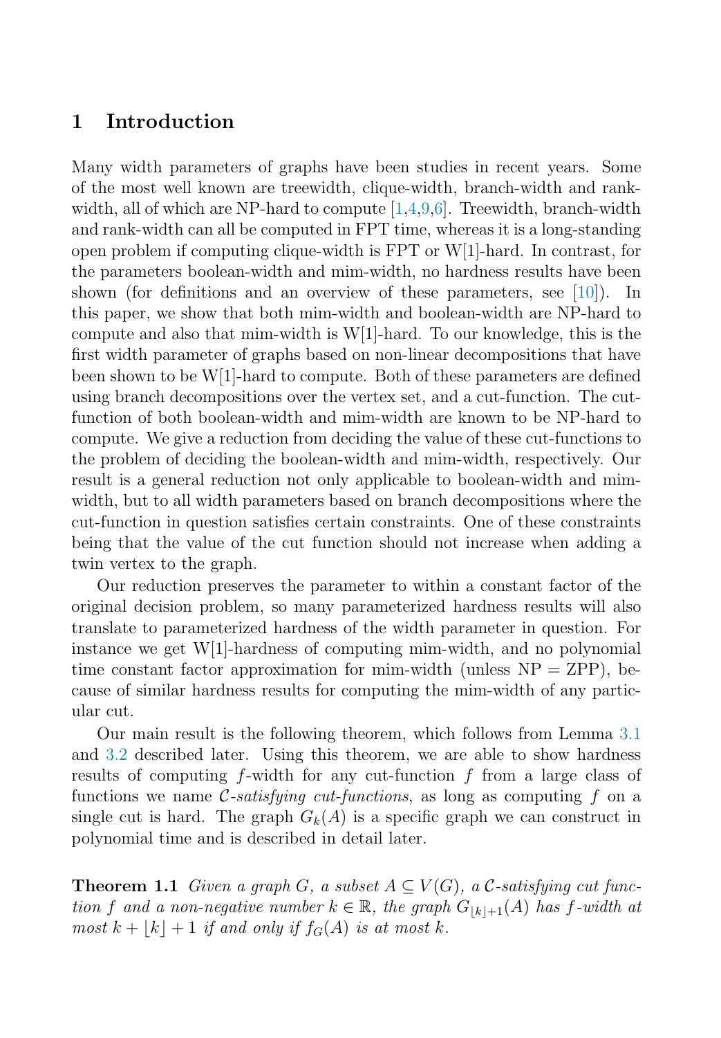## 1 Introduction

Many width parameters of graphs have been studies in recent years. Some of the most well known are treewidth, clique-width, branch-width and rank-width, all of which are NP-hard to compute [1,4,9,6]. Treewidth, branch-width and rank-width can all be computed in FPT time, whereas it is a long-standing open problem if computing clique-width is FPT or W[1]-hard. In contrast, for the parameters boolean-width and mim-width, no hardness results have been shown (for definitions and an overview of these parameters, see [10]). In this paper, we show that both mim-width and boolean-width are NP-hard to compute and also that mim-width is W[1]-hard. To our knowledge, this is the first width parameter of graphs based on non-linear decompositions that have been shown to be W[1]-hard to compute. Both of these parameters are defined using branch decompositions over the vertex set, and a cut-function. The cut-function of both boolean-width and mim-width are known to be NP-hard to compute. We give a reduction from deciding the value of these cut-functions to the problem of deciding the boolean-width and mim-width, respectively. Our result is a general reduction not only applicable to boolean-width and mim-width, but to all width parameters based on branch decompositions where the cut-function in question satisfies certain constraints. One of these constraints being that the value of the cut function should not increase when adding a twin vertex to the graph.

Our reduction preserves the parameter to within a constant factor of the original decision problem, so many parameterized hardness results will also translate to parameterized hardness of the width parameter in question. For instance we get W[1]-hardness of computing mim-width, and no polynomial time constant factor approximation for mim-width (unless NP = ZPP), because of similar hardness results for computing the mim-width of any particular cut.

Our main result is the following theorem, which follows from Lemma 3.1 and 3.2 described later. Using this theorem, we are able to show hardness results of computing $f$-width for any cut-function $f$ from a large class of functions we name *$\mathcal{C}$-satisfying cut-functions*, as long as computing $f$ on a single cut is hard. The graph $G_k(A)$ is a specific graph we can construct in polynomial time and is described in detail later.

**Theorem 1.1** *Given a graph $G$, a subset $A \subseteq V(G)$, a $\mathcal{C}$-satisfying cut function $f$ and a non-negative number $k \in \mathbb{R}$, the graph $G_{\lfloor k \rfloor+1}(A)$ has $f$-width at most $k + \lfloor k \rfloor + 1$ if and only if $f_G(A)$ is at most $k$.*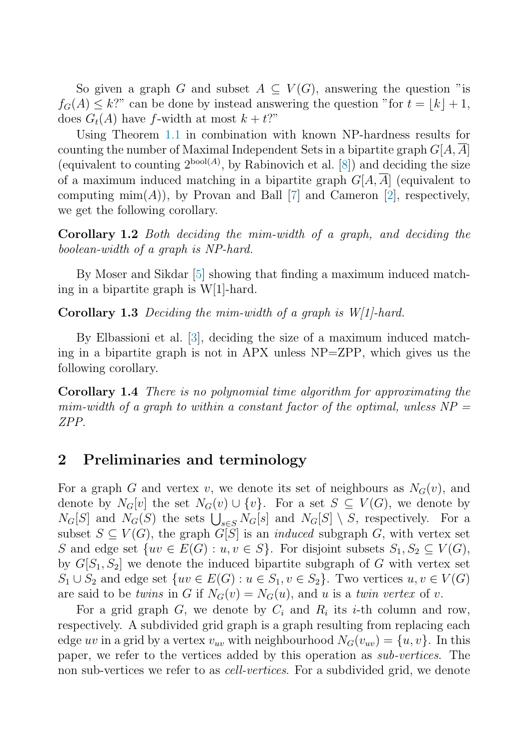So given a graph $G$ and subset $A \subseteq V(G)$, answering the question "is $f_G(A) \leq k$?" can be done by instead answering the question "for $t = \lfloor k \rfloor + 1$, does $G_t(A)$ have $f$-width at most $k + t$?"

Using Theorem 1.1 in combination with known NP-hardness results for counting the number of Maximal Independent Sets in a bipartite graph $G[A, \overline{A}]$ (equivalent to counting $2^{\text{bool}(A)}$, by Rabinovich et al. [8]) and deciding the size of a maximum induced matching in a bipartite graph $G[A, \overline{A}]$ (equivalent to computing $\text{mim}(A)$), by Provan and Ball [7] and Cameron [2], respectively, we get the following corollary.

**Corollary 1.2** *Both deciding the mim-width of a graph, and deciding the boolean-width of a graph is NP-hard.*

By Moser and Sikdar [5] showing that finding a maximum induced matching in a bipartite graph is W[1]-hard.

**Corollary 1.3** *Deciding the mim-width of a graph is W[1]-hard.*

By Elbassioni et al. [3], deciding the size of a maximum induced matching in a bipartite graph is not in APX unless NP=ZPP, which gives us the following corollary.

**Corollary 1.4** *There is no polynomial time algorithm for approximating the mim-width of a graph to within a constant factor of the optimal, unless NP = ZPP.*

## 2 Preliminaries and terminology

For a graph $G$ and vertex $v$, we denote its set of neighbours as $N_G(v)$, and denote by $N_G[v]$ the set $N_G(v) \cup \{v\}$. For a set $S \subseteq V(G)$, we denote by $N_G[S]$ and $N_G(S)$ the sets $\bigcup_{s \in S} N_G[s]$ and $N_G[S] \setminus S$, respectively. For a subset $S \subseteq V(G)$, the graph $G[S]$ is an *induced* subgraph $G$, with vertex set $S$ and edge set $\{uv \in E(G) : u, v \in S\}$. For disjoint subsets $S_1, S_2 \subseteq V(G)$, by $G[S_1, S_2]$ we denote the induced bipartite subgraph of $G$ with vertex set $S_1 \cup S_2$ and edge set $\{uv \in E(G) : u \in S_1, v \in S_2\}$. Two vertices $u, v \in V(G)$ are said to be *twins* in $G$ if $N_G(v) = N_G(u)$, and $u$ is a *twin vertex* of $v$.

For a grid graph $G$, we denote by $C_i$ and $R_i$ its $i$-th column and row, respectively. A subdivided grid graph is a graph resulting from replacing each edge $uv$ in a grid by a vertex $v_{uv}$ with neighbourhood $N_G(v_{uv}) = \{u, v\}$. In this paper, we refer to the vertices added by this operation as *sub-vertices*. The non sub-vertices we refer to as *cell-vertices*. For a subdivided grid, we denote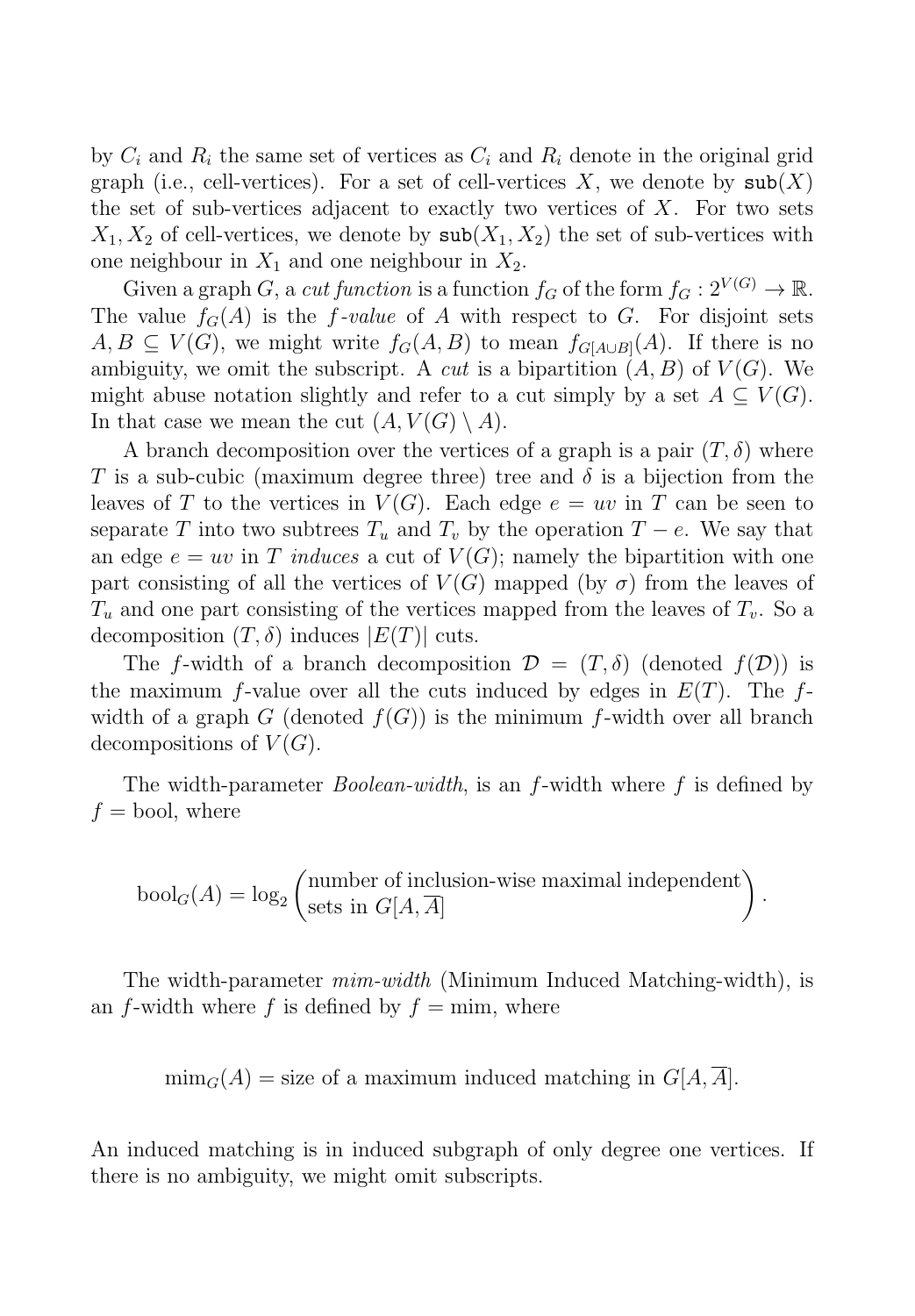by $C_i$ and $R_i$ the same set of vertices as $C_i$ and $R_i$ denote in the original grid graph (i.e., cell-vertices). For a set of cell-vertices $X$, we denote by $\texttt{sub}(X)$ the set of sub-vertices adjacent to exactly two vertices of $X$. For two sets $X_1, X_2$ of cell-vertices, we denote by $\texttt{sub}(X_1, X_2)$ the set of sub-vertices with one neighbour in $X_1$ and one neighbour in $X_2$.

Given a graph $G$, a *cut function* is a function $f_G$ of the form $f_G : 2^{V(G)} \to \mathbb{R}$. The value $f_G(A)$ is the *f-value* of $A$ with respect to $G$. For disjoint sets $A, B \subseteq V(G)$, we might write $f_G(A, B)$ to mean $f_{G[A \cup B]}(A)$. If there is no ambiguity, we omit the subscript. A *cut* is a bipartition $(A, B)$ of $V(G)$. We might abuse notation slightly and refer to a cut simply by a set $A \subseteq V(G)$. In that case we mean the cut $(A, V(G) \setminus A)$.

A branch decomposition over the vertices of a graph is a pair $(T, \delta)$ where $T$ is a sub-cubic (maximum degree three) tree and $\delta$ is a bijection from the leaves of $T$ to the vertices in $V(G)$. Each edge $e = uv$ in $T$ can be seen to separate $T$ into two subtrees $T_u$ and $T_v$ by the operation $T - e$. We say that an edge $e = uv$ in $T$ *induces* a cut of $V(G)$; namely the bipartition with one part consisting of all the vertices of $V(G)$ mapped (by $\sigma$) from the leaves of $T_u$ and one part consisting of the vertices mapped from the leaves of $T_v$. So a decomposition $(T, \delta)$ induces $|E(T)|$ cuts.

The $f$-width of a branch decomposition $\mathcal{D} = (T, \delta)$ (denoted $f(\mathcal{D})$) is the maximum $f$-value over all the cuts induced by edges in $E(T)$. The $f$-width of a graph $G$ (denoted $f(G)$) is the minimum $f$-width over all branch decompositions of $V(G)$.

The width-parameter *Boolean-width*, is an $f$-width where $f$ is defined by $f = \text{bool}$, where

$$\text{bool}_G(A) = \log_2 \begin{pmatrix} \text{number of inclusion-wise maximal independent} \\ \text{sets in } G[A, \overline{A}] \end{pmatrix}.$$

The width-parameter *mim-width* (Minimum Induced Matching-width), is an $f$-width where $f$ is defined by $f = \text{mim}$, where

$$\text{mim}_G(A) = \text{size of a maximum induced matching in } G[A, \overline{A}].$$

An induced matching is in induced subgraph of only degree one vertices. If there is no ambiguity, we might omit subscripts.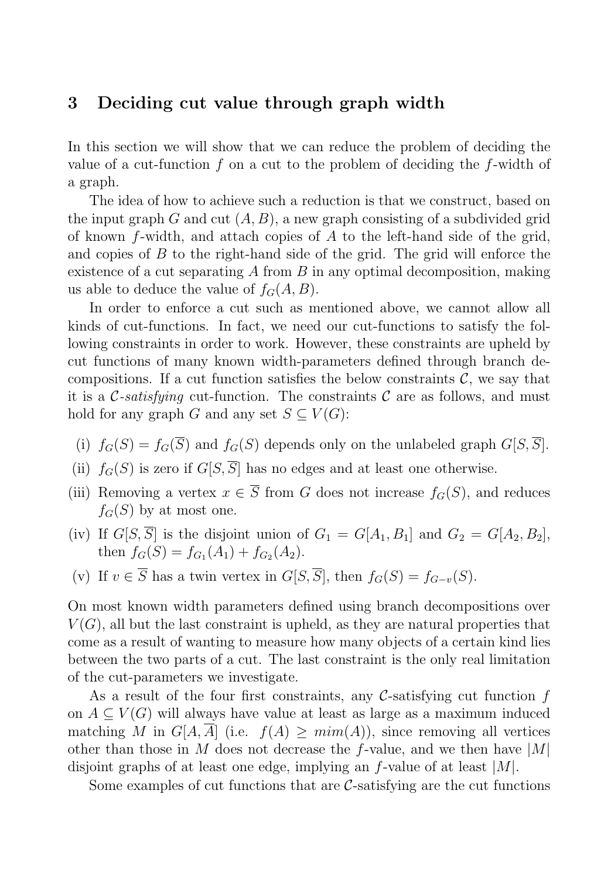## 3 Deciding cut value through graph width

In this section we will show that we can reduce the problem of deciding the value of a cut-function $f$ on a cut to the problem of deciding the $f$-width of a graph.

The idea of how to achieve such a reduction is that we construct, based on the input graph $G$ and cut $(A, B)$, a new graph consisting of a subdivided grid of known $f$-width, and attach copies of $A$ to the left-hand side of the grid, and copies of $B$ to the right-hand side of the grid. The grid will enforce the existence of a cut separating $A$ from $B$ in any optimal decomposition, making us able to deduce the value of $f_G(A, B)$.

In order to enforce a cut such as mentioned above, we cannot allow all kinds of cut-functions. In fact, we need our cut-functions to satisfy the following constraints in order to work. However, these constraints are upheld by cut functions of many known width-parameters defined through branch decompositions. If a cut function satisfies the below constraints $\mathcal{C}$, we say that it is a *$\mathcal{C}$-satisfying* cut-function. The constraints $\mathcal{C}$ are as follows, and must hold for any graph $G$ and any set $S \subseteq V(G)$:

(i) $f_G(S) = f_G(\overline{S})$ and $f_G(S)$ depends only on the unlabeled graph $G[S, \overline{S}]$.

(ii) $f_G(S)$ is zero if $G[S, \overline{S}]$ has no edges and at least one otherwise.

(iii) Removing a vertex $x \in \overline{S}$ from $G$ does not increase $f_G(S)$, and reduces $f_G(S)$ by at most one.

(iv) If $G[S, \overline{S}]$ is the disjoint union of $G_1 = G[A_1, B_1]$ and $G_2 = G[A_2, B_2]$, then $f_G(S) = f_{G_1}(A_1) + f_{G_2}(A_2)$.

(v) If $v \in \overline{S}$ has a twin vertex in $G[S, \overline{S}]$, then $f_G(S) = f_{G-v}(S)$.

On most known width parameters defined using branch decompositions over $V(G)$, all but the last constraint is upheld, as they are natural properties that come as a result of wanting to measure how many objects of a certain kind lies between the two parts of a cut. The last constraint is the only real limitation of the cut-parameters we investigate.

As a result of the four first constraints, any $\mathcal{C}$-satisfying cut function $f$ on $A \subseteq V(G)$ will always have value at least as large as a maximum induced matching $M$ in $G[A, \overline{A}]$ (i.e. $f(A) \geq mim(A)$), since removing all vertices other than those in $M$ does not decrease the $f$-value, and we then have $|M|$ disjoint graphs of at least one edge, implying an $f$-value of at least $|M|$.

Some examples of cut functions that are $\mathcal{C}$-satisfying are the cut functions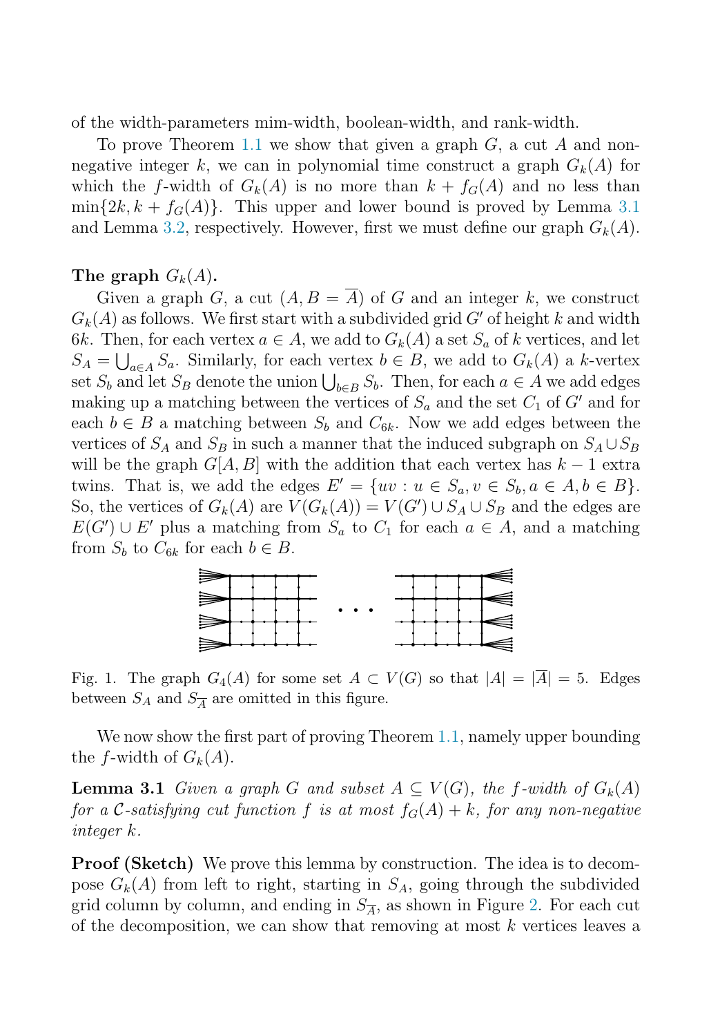of the width-parameters mim-width, boolean-width, and rank-width.

To prove Theorem 1.1 we show that given a graph $G$, a cut $A$ and non-negative integer $k$, we can in polynomial time construct a graph $G_k(A)$ for which the $f$-width of $G_k(A)$ is no more than $k + f_G(A)$ and no less than $\min\{2k, k + f_G(A)\}$. This upper and lower bound is proved by Lemma 3.1 and Lemma 3.2, respectively. However, first we must define our graph $G_k(A)$.

**The graph $G_k(A)$.**

Given a graph $G$, a cut $(A, B = \overline{A})$ of $G$ and an integer $k$, we construct $G_k(A)$ as follows. We first start with a subdivided grid $G'$ of height $k$ and width $6k$. Then, for each vertex $a \in A$, we add to $G_k(A)$ a set $S_a$ of $k$ vertices, and let $S_A = \bigcup_{a \in A} S_a$. Similarly, for each vertex $b \in B$, we add to $G_k(A)$ a $k$-vertex set $S_b$ and let $S_B$ denote the union $\bigcup_{b \in B} S_b$. Then, for each $a \in A$ we add edges making up a matching between the vertices of $S_a$ and the set $C_1$ of $G'$ and for each $b \in B$ a matching between $S_b$ and $C_{6k}$. Now we add edges between the vertices of $S_A$ and $S_B$ in such a manner that the induced subgraph on $S_A \cup S_B$ will be the graph $G[A, B]$ with the addition that each vertex has $k - 1$ extra twins. That is, we add the edges $E' = \{uv : u \in S_a, v \in S_b, a \in A, b \in B\}$. So, the vertices of $G_k(A)$ are $V(G_k(A)) = V(G') \cup S_A \cup S_B$ and the edges are $E(G') \cup E'$ plus a matching from $S_a$ to $C_1$ for each $a \in A$, and a matching from $S_b$ to $C_{6k}$ for each $b \in B$.

Fig. 1. The graph $G_4(A)$ for some set $A \subset V(G)$ so that $|A| = |\overline{A}| = 5$. Edges between $S_A$ and $S_{\overline{A}}$ are omitted in this figure.

We now show the first part of proving Theorem 1.1, namely upper bounding the $f$-width of $G_k(A)$.

**Lemma 3.1** *Given a graph $G$ and subset $A \subseteq V(G)$, the $f$-width of $G_k(A)$ for a $\mathcal{C}$-satisfying cut function $f$ is at most $f_G(A) + k$, for any non-negative integer $k$.*

**Proof (Sketch)** We prove this lemma by construction. The idea is to decompose $G_k(A)$ from left to right, starting in $S_A$, going through the subdivided grid column by column, and ending in $S_{\overline{A}}$, as shown in Figure 2. For each cut of the decomposition, we can show that removing at most $k$ vertices leaves a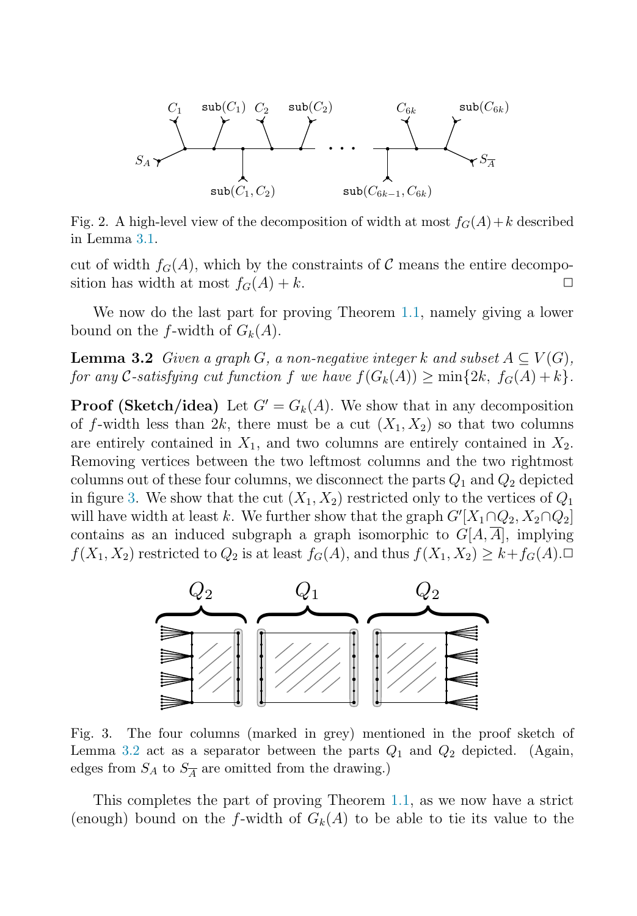Fig. 2. A high-level view of the decomposition of width at most $f_G(A)+k$ described in Lemma 3.1.

cut of width $f_G(A)$, which by the constraints of $\mathcal{C}$ means the entire decomposition has width at most $f_G(A) + k$. □

We now do the last part for proving Theorem 1.1, namely giving a lower bound on the $f$-width of $G_k(A)$.

**Lemma 3.2** *Given a graph $G$, a non-negative integer $k$ and subset $A \subseteq V(G)$, for any $\mathcal{C}$-satisfying cut function $f$ we have $f(G_k(A)) \geq \min\{2k,\ f_G(A)+k\}$.*

**Proof (Sketch/idea)** Let $G' = G_k(A)$. We show that in any decomposition of $f$-width less than $2k$, there must be a cut $(X_1, X_2)$ so that two columns are entirely contained in $X_1$, and two columns are entirely contained in $X_2$. Removing vertices between the two leftmost columns and the two rightmost columns out of these four columns, we disconnect the parts $Q_1$ and $Q_2$ depicted in figure 3. We show that the cut $(X_1, X_2)$ restricted only to the vertices of $Q_1$ will have width at least $k$. We further show that the graph $G'[X_1 \cap Q_2, X_2 \cap Q_2]$ contains as an induced subgraph a graph isomorphic to $G[A, \overline{A}]$, implying $f(X_1, X_2)$ restricted to $Q_2$ is at least $f_G(A)$, and thus $f(X_1, X_2) \geq k + f_G(A)$. □

Fig. 3. The four columns (marked in grey) mentioned in the proof sketch of Lemma 3.2 act as a separator between the parts $Q_1$ and $Q_2$ depicted. (Again, edges from $S_A$ to $S_{\overline{A}}$ are omitted from the drawing.)

This completes the part of proving Theorem 1.1, as we now have a strict (enough) bound on the $f$-width of $G_k(A)$ to be able to tie its value to the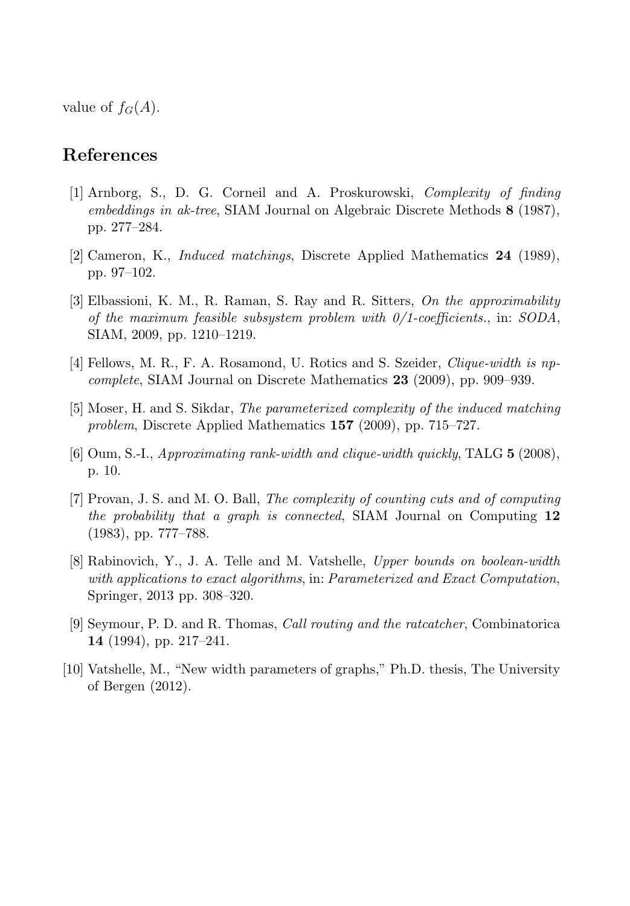value of $f_G(A)$.

## References

[1] Arnborg, S., D. G. Corneil and A. Proskurowski, *Complexity of finding embeddings in ak-tree*, SIAM Journal on Algebraic Discrete Methods **8** (1987), pp. 277–284.

[2] Cameron, K., *Induced matchings*, Discrete Applied Mathematics **24** (1989), pp. 97–102.

[3] Elbassioni, K. M., R. Raman, S. Ray and R. Sitters, *On the approximability of the maximum feasible subsystem problem with 0/1-coefficients.*, in: *SODA*, SIAM, 2009, pp. 1210–1219.

[4] Fellows, M. R., F. A. Rosamond, U. Rotics and S. Szeider, *Clique-width is np-complete*, SIAM Journal on Discrete Mathematics **23** (2009), pp. 909–939.

[5] Moser, H. and S. Sikdar, *The parameterized complexity of the induced matching problem*, Discrete Applied Mathematics **157** (2009), pp. 715–727.

[6] Oum, S.-I., *Approximating rank-width and clique-width quickly*, TALG **5** (2008), p. 10.

[7] Provan, J. S. and M. O. Ball, *The complexity of counting cuts and of computing the probability that a graph is connected*, SIAM Journal on Computing **12** (1983), pp. 777–788.

[8] Rabinovich, Y., J. A. Telle and M. Vatshelle, *Upper bounds on boolean-width with applications to exact algorithms*, in: *Parameterized and Exact Computation*, Springer, 2013 pp. 308–320.

[9] Seymour, P. D. and R. Thomas, *Call routing and the ratcatcher*, Combinatorica **14** (1994), pp. 217–241.

[10] Vatshelle, M., "New width parameters of graphs," Ph.D. thesis, The University of Bergen (2012).